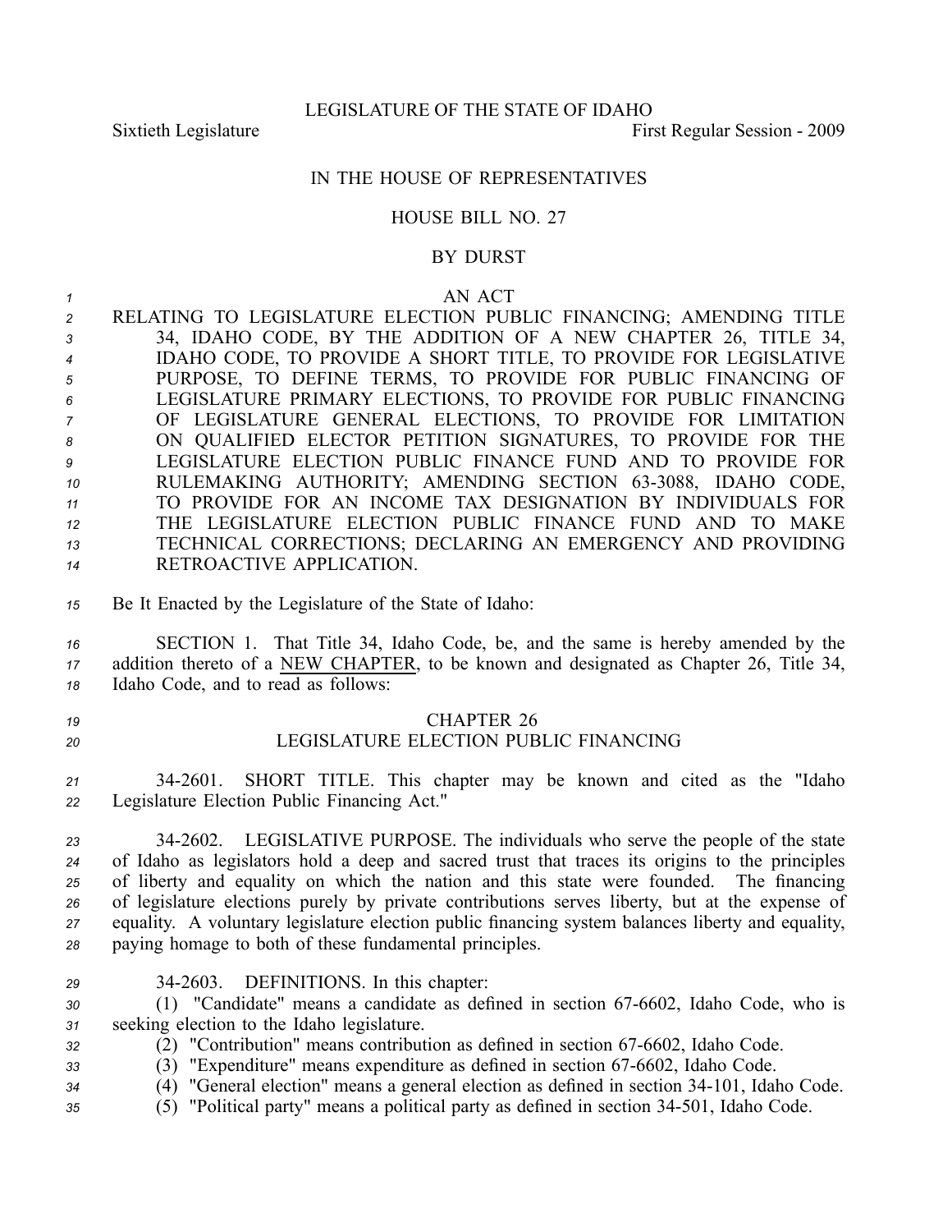LEGISLATURE OF THE STATE OF IDAHO

Sixtieth Legislature First Regular Session - 2009

IN THE HOUSE OF REPRESENTATIVES

HOUSE BILL NO. 27

BY DURST

AN ACT

RELATING TO LEGISLATURE ELECTION PUBLIC FINANCING; AMENDING TITLE 34, IDAHO CODE, BY THE ADDITION OF A NEW CHAPTER 26, TITLE 34, IDAHO CODE, TO PROVIDE A SHORT TITLE, TO PROVIDE FOR LEGISLATIVE PURPOSE, TO DEFINE TERMS, TO PROVIDE FOR PUBLIC FINANCING OF LEGISLATURE PRIMARY ELECTIONS, TO PROVIDE FOR PUBLIC FINANCING OF LEGISLATURE GENERAL ELECTIONS, TO PROVIDE FOR LIMITATION ON QUALIFIED ELECTOR PETITION SIGNATURES, TO PROVIDE FOR THE LEGISLATURE ELECTION PUBLIC FINANCE FUND AND TO PROVIDE FOR RULEMAKING AUTHORITY; AMENDING SECTION 63-3088, IDAHO CODE, TO PROVIDE FOR AN INCOME TAX DESIGNATION BY INDIVIDUALS FOR THE LEGISLATURE ELECTION PUBLIC FINANCE FUND AND TO MAKE TECHNICAL CORRECTIONS; DECLARING AN EMERGENCY AND PROVIDING RETROACTIVE APPLICATION.

Be It Enacted by the Legislature of the State of Idaho:

SECTION 1. That Title 34, Idaho Code, be, and the same is hereby amended by the addition thereto of a NEW CHAPTER, to be known and designated as Chapter 26, Title 34, Idaho Code, and to read as follows:

CHAPTER 26
LEGISLATURE ELECTION PUBLIC FINANCING

34-2601. SHORT TITLE. This chapter may be known and cited as the "Idaho Legislature Election Public Financing Act."

34-2602. LEGISLATIVE PURPOSE. The individuals who serve the people of the state of Idaho as legislators hold a deep and sacred trust that traces its origins to the principles of liberty and equality on which the nation and this state were founded. The financing of legislature elections purely by private contributions serves liberty, but at the expense of equality. A voluntary legislature election public financing system balances liberty and equality, paying homage to both of these fundamental principles.

34-2603. DEFINITIONS. In this chapter:

(1) "Candidate" means a candidate as defined in section 67-6602, Idaho Code, who is seeking election to the Idaho legislature.

(2) "Contribution" means contribution as defined in section 67-6602, Idaho Code.

(3) "Expenditure" means expenditure as defined in section 67-6602, Idaho Code.

(4) "General election" means a general election as defined in section 34-101, Idaho Code.

(5) "Political party" means a political party as defined in section 34-501, Idaho Code.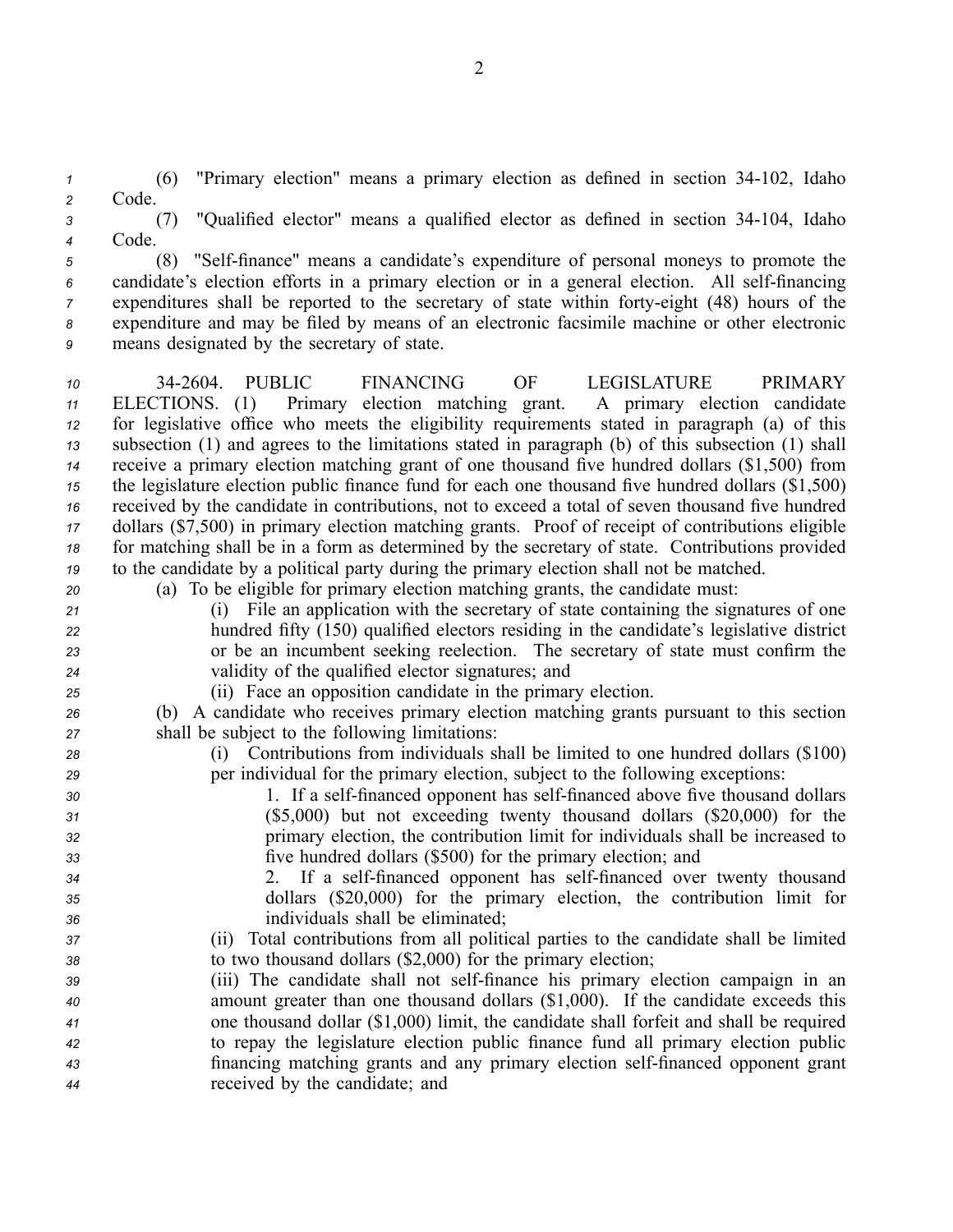(6) "Primary election" means a primary election as defined in section 34-102, Idaho Code.

(7) "Qualified elector" means a qualified elector as defined in section 34-104, Idaho Code.

(8) "Self-finance" means a candidate's expenditure of personal moneys to promote the candidate's election efforts in a primary election or in a general election. All self-financing expenditures shall be reported to the secretary of state within forty-eight (48) hours of the expenditure and may be filed by means of an electronic facsimile machine or other electronic means designated by the secretary of state.

34-2604. PUBLIC FINANCING OF LEGISLATURE PRIMARY ELECTIONS. (1) Primary election matching grant. A primary election candidate for legislative office who meets the eligibility requirements stated in paragraph (a) of this subsection (1) and agrees to the limitations stated in paragraph (b) of this subsection (1) shall receive a primary election matching grant of one thousand five hundred dollars ($1,500) from the legislature election public finance fund for each one thousand five hundred dollars ($1,500) received by the candidate in contributions, not to exceed a total of seven thousand five hundred dollars ($7,500) in primary election matching grants. Proof of receipt of contributions eligible for matching shall be in a form as determined by the secretary of state. Contributions provided to the candidate by a political party during the primary election shall not be matched.

(a) To be eligible for primary election matching grants, the candidate must:

(i) File an application with the secretary of state containing the signatures of one hundred fifty (150) qualified electors residing in the candidate's legislative district or be an incumbent seeking reelection. The secretary of state must confirm the validity of the qualified elector signatures; and

(ii) Face an opposition candidate in the primary election.

(b) A candidate who receives primary election matching grants pursuant to this section shall be subject to the following limitations:

(i) Contributions from individuals shall be limited to one hundred dollars ($100) per individual for the primary election, subject to the following exceptions:

1. If a self-financed opponent has self-financed above five thousand dollars ($5,000) but not exceeding twenty thousand dollars ($20,000) for the primary election, the contribution limit for individuals shall be increased to five hundred dollars ($500) for the primary election; and

2. If a self-financed opponent has self-financed over twenty thousand dollars ($20,000) for the primary election, the contribution limit for individuals shall be eliminated;

(ii) Total contributions from all political parties to the candidate shall be limited to two thousand dollars ($2,000) for the primary election;

(iii) The candidate shall not self-finance his primary election campaign in an amount greater than one thousand dollars ($1,000). If the candidate exceeds this one thousand dollar ($1,000) limit, the candidate shall forfeit and shall be required to repay the legislature election public finance fund all primary election public financing matching grants and any primary election self-financed opponent grant received by the candidate; and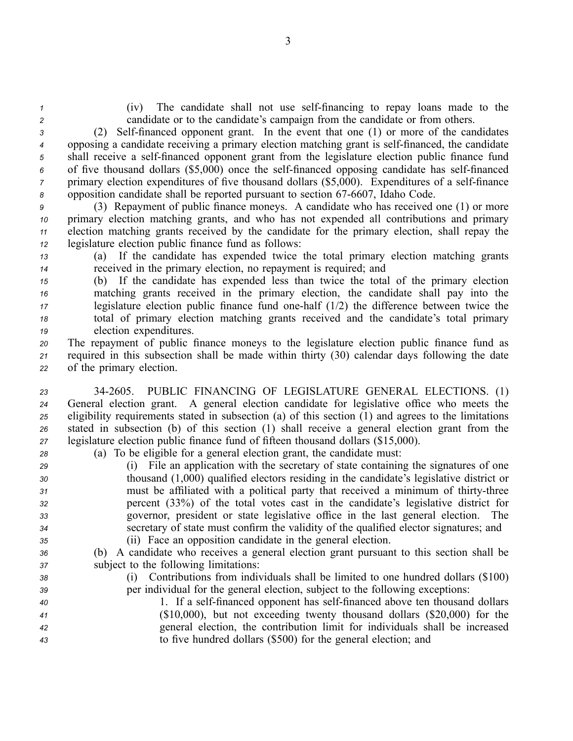(iv) The candidate shall not use self-financing to repay loans made to the candidate or to the candidate's campaign from the candidate or from others.

(2) Self-financed opponent grant. In the event that one (1) or more of the candidates opposing a candidate receiving a primary election matching grant is self-financed, the candidate shall receive a self-financed opponent grant from the legislature election public finance fund of five thousand dollars ($5,000) once the self-financed opposing candidate has self-financed primary election expenditures of five thousand dollars ($5,000). Expenditures of a self-finance opposition candidate shall be reported pursuant to section 67-6607, Idaho Code.

(3) Repayment of public finance moneys. A candidate who has received one (1) or more primary election matching grants, and who has not expended all contributions and primary election matching grants received by the candidate for the primary election, shall repay the legislature election public finance fund as follows:

(a) If the candidate has expended twice the total primary election matching grants received in the primary election, no repayment is required; and

(b) If the candidate has expended less than twice the total of the primary election matching grants received in the primary election, the candidate shall pay into the legislature election public finance fund one-half (1/2) the difference between twice the total of primary election matching grants received and the candidate's total primary election expenditures.

The repayment of public finance moneys to the legislature election public finance fund as required in this subsection shall be made within thirty (30) calendar days following the date of the primary election.

34-2605. PUBLIC FINANCING OF LEGISLATURE GENERAL ELECTIONS. (1) General election grant. A general election candidate for legislative office who meets the eligibility requirements stated in subsection (a) of this section (1) and agrees to the limitations stated in subsection (b) of this section (1) shall receive a general election grant from the legislature election public finance fund of fifteen thousand dollars ($15,000).

(a) To be eligible for a general election grant, the candidate must:

(i) File an application with the secretary of state containing the signatures of one thousand (1,000) qualified electors residing in the candidate's legislative district or must be affiliated with a political party that received a minimum of thirty-three percent (33%) of the total votes cast in the candidate's legislative district for governor, president or state legislative office in the last general election. The secretary of state must confirm the validity of the qualified elector signatures; and

(ii) Face an opposition candidate in the general election.

(b) A candidate who receives a general election grant pursuant to this section shall be subject to the following limitations:

(i) Contributions from individuals shall be limited to one hundred dollars ($100) per individual for the general election, subject to the following exceptions:

1. If a self-financed opponent has self-financed above ten thousand dollars ($10,000), but not exceeding twenty thousand dollars ($20,000) for the general election, the contribution limit for individuals shall be increased to five hundred dollars ($500) for the general election; and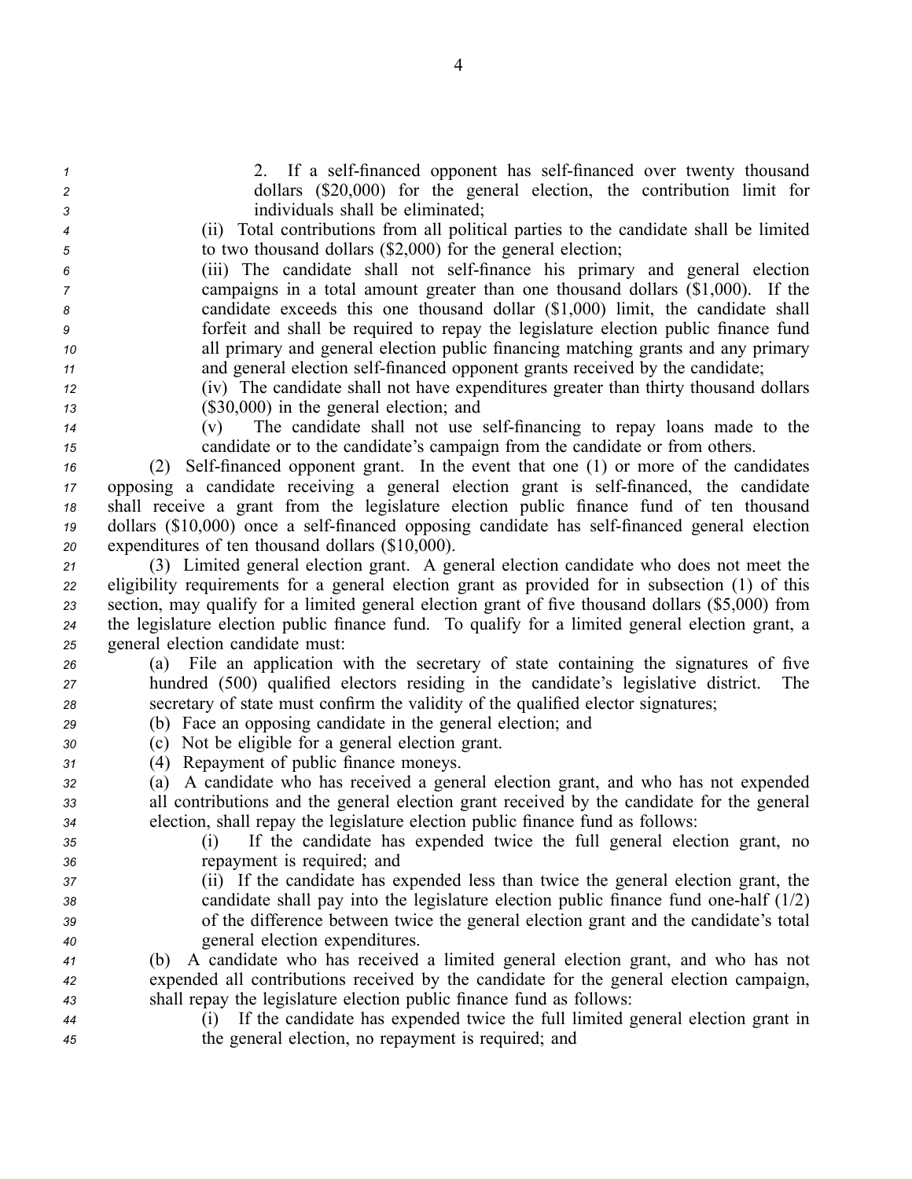2. If a self-financed opponent has self-financed over twenty thousand dollars ($20,000) for the general election, the contribution limit for individuals shall be eliminated;

(ii) Total contributions from all political parties to the candidate shall be limited to two thousand dollars ($2,000) for the general election;

(iii) The candidate shall not self-finance his primary and general election campaigns in a total amount greater than one thousand dollars ($1,000). If the candidate exceeds this one thousand dollar ($1,000) limit, the candidate shall forfeit and shall be required to repay the legislature election public finance fund all primary and general election public financing matching grants and any primary and general election self-financed opponent grants received by the candidate;

(iv) The candidate shall not have expenditures greater than thirty thousand dollars ($30,000) in the general election; and

(v) The candidate shall not use self-financing to repay loans made to the candidate or to the candidate's campaign from the candidate or from others.

(2) Self-financed opponent grant. In the event that one (1) or more of the candidates opposing a candidate receiving a general election grant is self-financed, the candidate shall receive a grant from the legislature election public finance fund of ten thousand dollars ($10,000) once a self-financed opposing candidate has self-financed general election expenditures of ten thousand dollars ($10,000).

(3) Limited general election grant. A general election candidate who does not meet the eligibility requirements for a general election grant as provided for in subsection (1) of this section, may qualify for a limited general election grant of five thousand dollars ($5,000) from the legislature election public finance fund. To qualify for a limited general election grant, a general election candidate must:

(a) File an application with the secretary of state containing the signatures of five hundred (500) qualified electors residing in the candidate's legislative district. The secretary of state must confirm the validity of the qualified elector signatures;

(b) Face an opposing candidate in the general election; and

(c) Not be eligible for a general election grant.

(4) Repayment of public finance moneys.

(a) A candidate who has received a general election grant, and who has not expended all contributions and the general election grant received by the candidate for the general election, shall repay the legislature election public finance fund as follows:

(i) If the candidate has expended twice the full general election grant, no repayment is required; and

(ii) If the candidate has expended less than twice the general election grant, the candidate shall pay into the legislature election public finance fund one-half (1/2) of the difference between twice the general election grant and the candidate's total general election expenditures.

(b) A candidate who has received a limited general election grant, and who has not expended all contributions received by the candidate for the general election campaign, shall repay the legislature election public finance fund as follows:

(i) If the candidate has expended twice the full limited general election grant in the general election, no repayment is required; and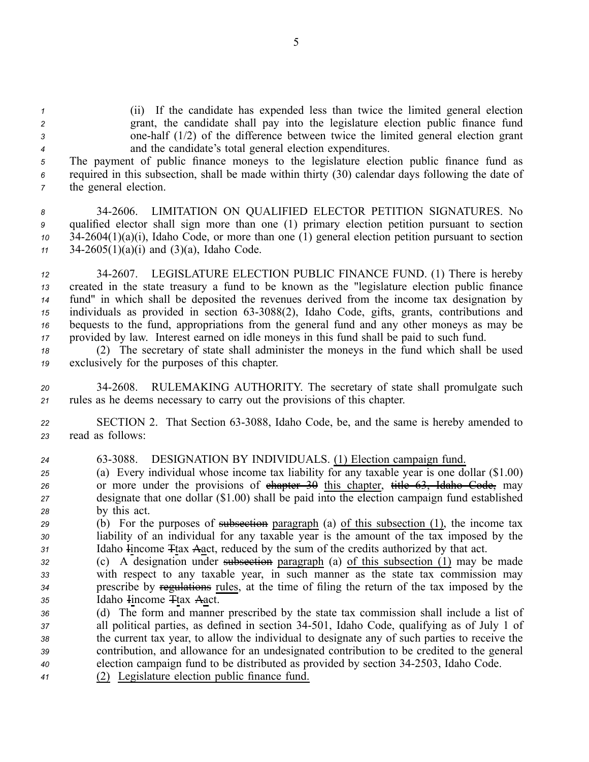(ii) If the candidate has expended less than twice the limited general election grant, the candidate shall pay into the legislature election public finance fund one-half (1/2) of the difference between twice the limited general election grant and the candidate's total general election expenditures.

The payment of public finance moneys to the legislature election public finance fund as required in this subsection, shall be made within thirty (30) calendar days following the date of the general election.

34-2606. LIMITATION ON QUALIFIED ELECTOR PETITION SIGNATURES. No qualified elector shall sign more than one (1) primary election petition pursuant to section 34-2604(1)(a)(i), Idaho Code, or more than one (1) general election petition pursuant to section 34-2605(1)(a)(i) and (3)(a), Idaho Code.

34-2607. LEGISLATURE ELECTION PUBLIC FINANCE FUND. (1) There is hereby created in the state treasury a fund to be known as the "legislature election public finance fund" in which shall be deposited the revenues derived from the income tax designation by individuals as provided in section 63-3088(2), Idaho Code, gifts, grants, contributions and bequests to the fund, appropriations from the general fund and any other moneys as may be provided by law. Interest earned on idle moneys in this fund shall be paid to such fund.

(2) The secretary of state shall administer the moneys in the fund which shall be used exclusively for the purposes of this chapter.

34-2608. RULEMAKING AUTHORITY. The secretary of state shall promulgate such rules as he deems necessary to carry out the provisions of this chapter.

SECTION 2. That Section 63-3088, Idaho Code, be, and the same is hereby amended to read as follows:

63-3088. DESIGNATION BY INDIVIDUALS. <u>(1) Election campaign fund.</u>

(a) Every individual whose income tax liability for any taxable year is one dollar ($1.00) or more under the provisions of ~~chapter 30~~ <u>this chapter</u>, ~~title 63, Idaho Code,~~ may designate that one dollar ($1.00) shall be paid into the election campaign fund established by this act.

(b) For the purposes of ~~subsection~~ <u>paragraph</u> (a) <u>of this subsection (1)</u>, the income tax liability of an individual for any taxable year is the amount of the tax imposed by the Idaho ~~I~~<u>i</u>ncome ~~T~~<u>t</u>ax ~~A~~<u>a</u>ct, reduced by the sum of the credits authorized by that act.

(c) A designation under ~~subsection~~ <u>paragraph</u> (a) <u>of this subsection (1)</u> may be made with respect to any taxable year, in such manner as the state tax commission may prescribe by ~~regulations~~ <u>rules</u>, at the time of filing the return of the tax imposed by the Idaho ~~I~~<u>i</u>ncome ~~T~~<u>t</u>ax ~~A~~<u>a</u>ct.

(d) The form and manner prescribed by the state tax commission shall include a list of all political parties, as defined in section 34-501, Idaho Code, qualifying as of July 1 of the current tax year, to allow the individual to designate any of such parties to receive the contribution, and allowance for an undesignated contribution to be credited to the general election campaign fund to be distributed as provided by section 34-2503, Idaho Code.

<u>(2) Legislature election public finance fund.</u>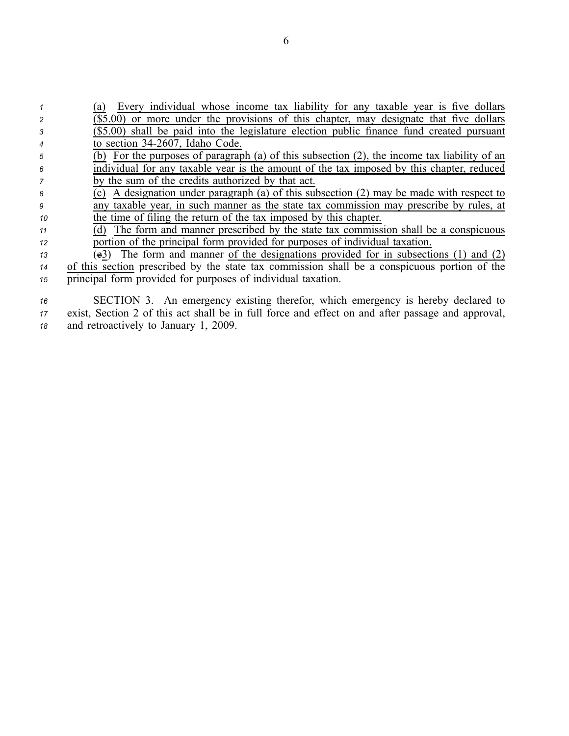(a) Every individual whose income tax liability for any taxable year is five dollars ($5.00) or more under the provisions of this chapter, may designate that five dollars ($5.00) shall be paid into the legislature election public finance fund created pursuant to section 34-2607, Idaho Code.

(b) For the purposes of paragraph (a) of this subsection (2), the income tax liability of an individual for any taxable year is the amount of the tax imposed by this chapter, reduced by the sum of the credits authorized by that act.

(c) A designation under paragraph (a) of this subsection (2) may be made with respect to any taxable year, in such manner as the state tax commission may prescribe by rules, at the time of filing the return of the tax imposed by this chapter.

(d) The form and manner prescribed by the state tax commission shall be a conspicuous portion of the principal form provided for purposes of individual taxation.

(~~c~~3) The form and manner of the designations provided for in subsections (1) and (2) of this section prescribed by the state tax commission shall be a conspicuous portion of the principal form provided for purposes of individual taxation.

SECTION 3. An emergency existing therefor, which emergency is hereby declared to exist, Section 2 of this act shall be in full force and effect on and after passage and approval, and retroactively to January 1, 2009.